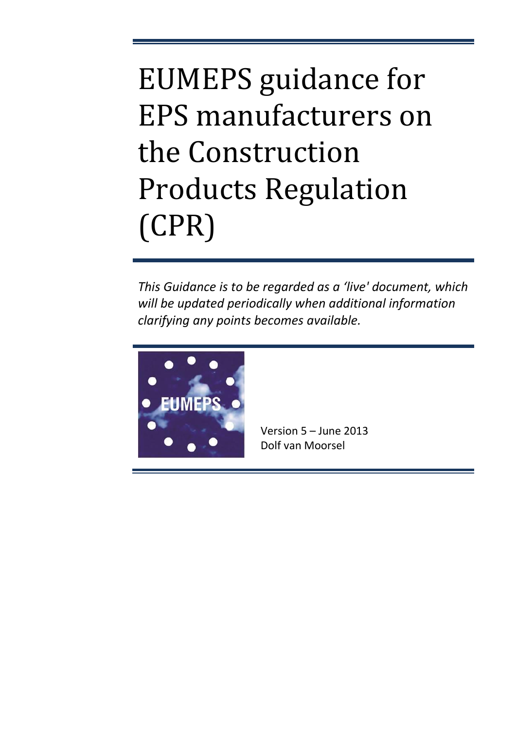# EUMEPS guidance for EPS manufacturers on the Construction Products Regulation (CPR)

*This Guidance is to be regarded as a 'live' document, which will be updated periodically when additional information clarifying any points becomes available.*

Version 5 – June 2013
Dolf van Moorsel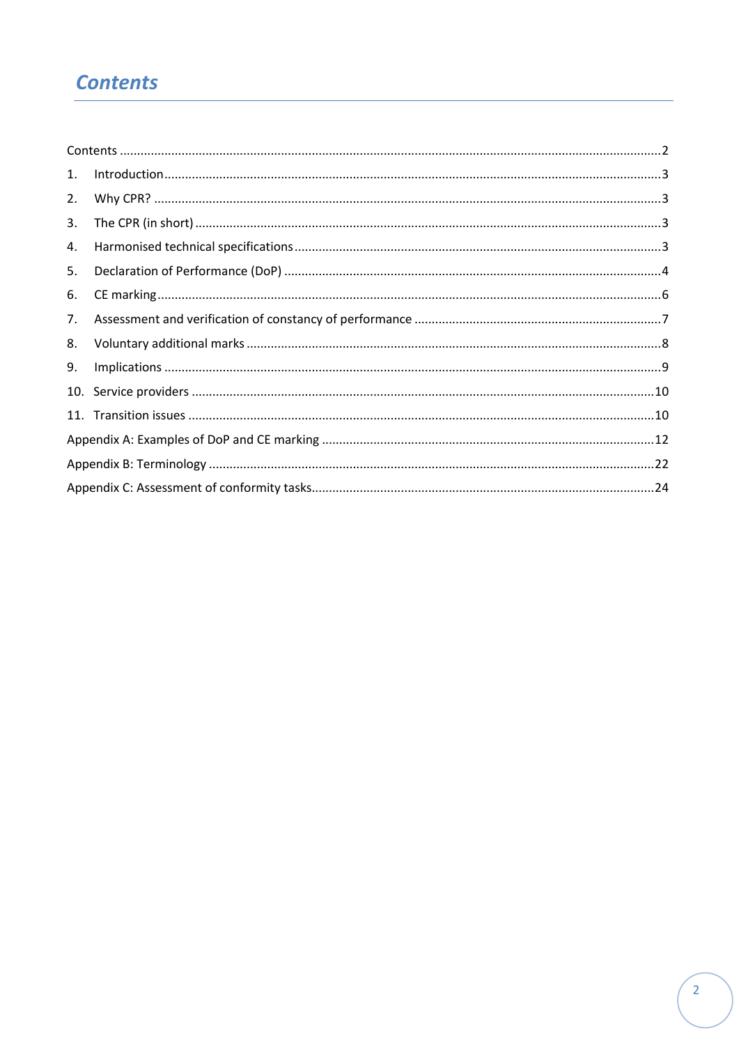# Contents

Contents ........................................................................................................................................2

1. Introduction ..............................................................................................................................3
2. Why CPR? ................................................................................................................................3
3. The CPR (in short) ....................................................................................................................3
4. Harmonised technical specifications ........................................................................................3
5. Declaration of Performance (DoP) ............................................................................................4
6. CE marking ................................................................................................................................6
7. Assessment and verification of constancy of performance ......................................................7
8. Voluntary additional marks .......................................................................................................8
9. Implications ..............................................................................................................................9
10. Service providers ....................................................................................................................10
11. Transition issues .....................................................................................................................10

Appendix A: Examples of DoP and CE marking ...............................................................................12

Appendix B: Terminology ................................................................................................................22

Appendix C: Assessment of conformity tasks..................................................................................24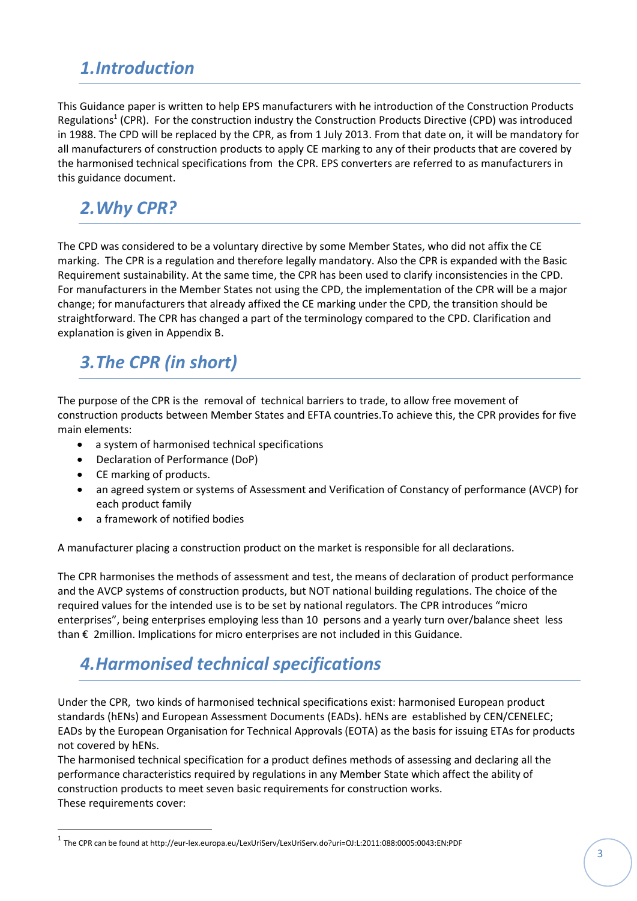## 1. Introduction

This Guidance paper is written to help EPS manufacturers with he introduction of the Construction Products Regulations[1] (CPR). For the construction industry the Construction Products Directive (CPD) was introduced in 1988. The CPD will be replaced by the CPR, as from 1 July 2013. From that date on, it will be mandatory for all manufacturers of construction products to apply CE marking to any of their products that are covered by the harmonised technical specifications from the CPR. EPS converters are referred to as manufacturers in this guidance document.

## 2. Why CPR?

The CPD was considered to be a voluntary directive by some Member States, who did not affix the CE marking. The CPR is a regulation and therefore legally mandatory. Also the CPR is expanded with the Basic Requirement sustainability. At the same time, the CPR has been used to clarify inconsistencies in the CPD. For manufacturers in the Member States not using the CPD, the implementation of the CPR will be a major change; for manufacturers that already affixed the CE marking under the CPD, the transition should be straightforward. The CPR has changed a part of the terminology compared to the CPD. Clarification and explanation is given in Appendix B.

## 3. The CPR (in short)

The purpose of the CPR is the removal of technical barriers to trade, to allow free movement of construction products between Member States and EFTA countries.To achieve this, the CPR provides for five main elements:

- a system of harmonised technical specifications
- Declaration of Performance (DoP)
- CE marking of products.
- an agreed system or systems of Assessment and Verification of Constancy of performance (AVCP) for each product family
- a framework of notified bodies

A manufacturer placing a construction product on the market is responsible for all declarations.

The CPR harmonises the methods of assessment and test, the means of declaration of product performance and the AVCP systems of construction products, but NOT national building regulations. The choice of the required values for the intended use is to be set by national regulators. The CPR introduces "micro enterprises", being enterprises employing less than 10 persons and a yearly turn over/balance sheet less than € 2million. Implications for micro enterprises are not included in this Guidance.

## 4. Harmonised technical specifications

Under the CPR, two kinds of harmonised technical specifications exist: harmonised European product standards (hENs) and European Assessment Documents (EADs). hENs are established by CEN/CENELEC; EADs by the European Organisation for Technical Approvals (EOTA) as the basis for issuing ETAs for products not covered by hENs.
The harmonised technical specification for a product defines methods of assessing and declaring all the performance characteristics required by regulations in any Member State which affect the ability of construction products to meet seven basic requirements for construction works.
These requirements cover:

---

[1] The CPR can be found at http://eur-lex.europa.eu/LexUriServ/LexUriServ.do?uri=OJ:L:2011:088:0005:0043:EN:PDF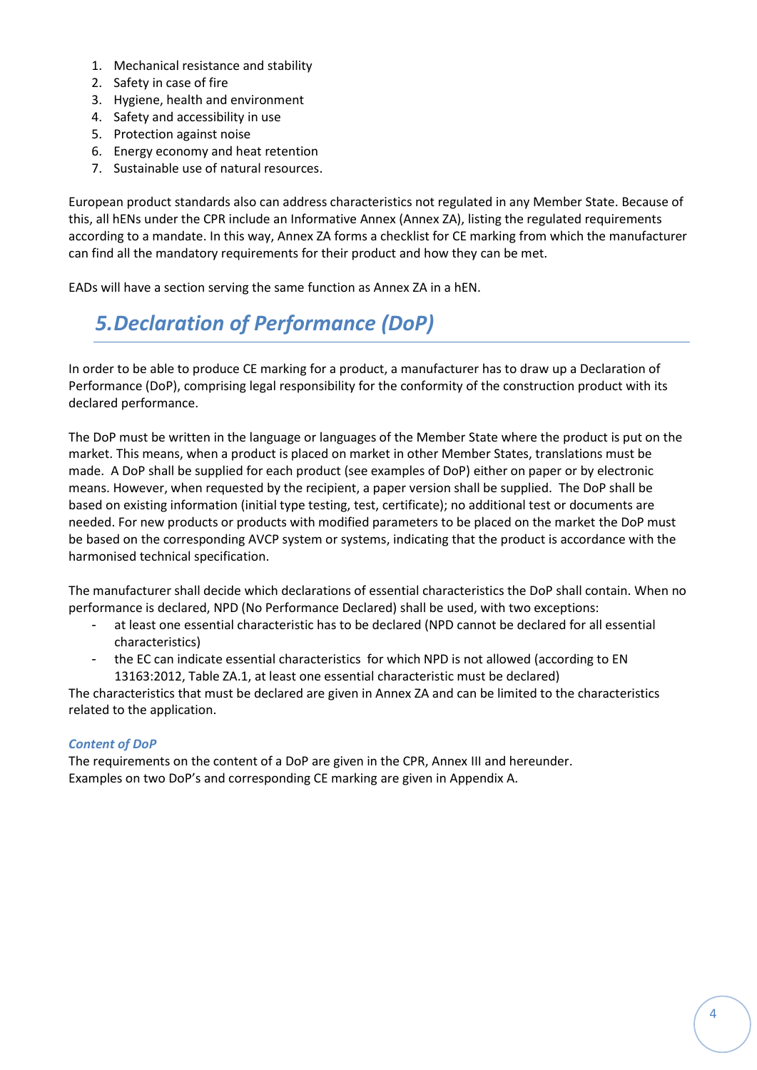1. Mechanical resistance and stability
2. Safety in case of fire
3. Hygiene, health and environment
4. Safety and accessibility in use
5. Protection against noise
6. Energy economy and heat retention
7. Sustainable use of natural resources.

European product standards also can address characteristics not regulated in any Member State. Because of this, all hENs under the CPR include an Informative Annex (Annex ZA), listing the regulated requirements according to a mandate. In this way, Annex ZA forms a checklist for CE marking from which the manufacturer can find all the mandatory requirements for their product and how they can be met.

EADs will have a section serving the same function as Annex ZA in a hEN.

# *5. Declaration of Performance (DoP)*

In order to be able to produce CE marking for a product, a manufacturer has to draw up a Declaration of Performance (DoP), comprising legal responsibility for the conformity of the construction product with its declared performance.

The DoP must be written in the language or languages of the Member State where the product is put on the market. This means, when a product is placed on market in other Member States, translations must be made. A DoP shall be supplied for each product (see examples of DoP) either on paper or by electronic means. However, when requested by the recipient, a paper version shall be supplied. The DoP shall be based on existing information (initial type testing, test, certificate); no additional test or documents are needed. For new products or products with modified parameters to be placed on the market the DoP must be based on the corresponding AVCP system or systems, indicating that the product is accordance with the harmonised technical specification.

The manufacturer shall decide which declarations of essential characteristics the DoP shall contain. When no performance is declared, NPD (No Performance Declared) shall be used, with two exceptions:

- at least one essential characteristic has to be declared (NPD cannot be declared for all essential characteristics)
- the EC can indicate essential characteristics for which NPD is not allowed (according to EN 13163:2012, Table ZA.1, at least one essential characteristic must be declared)

The characteristics that must be declared are given in Annex ZA and can be limited to the characteristics related to the application.

***Content of DoP***

The requirements on the content of a DoP are given in the CPR, Annex III and hereunder.
Examples on two DoP's and corresponding CE marking are given in Appendix A.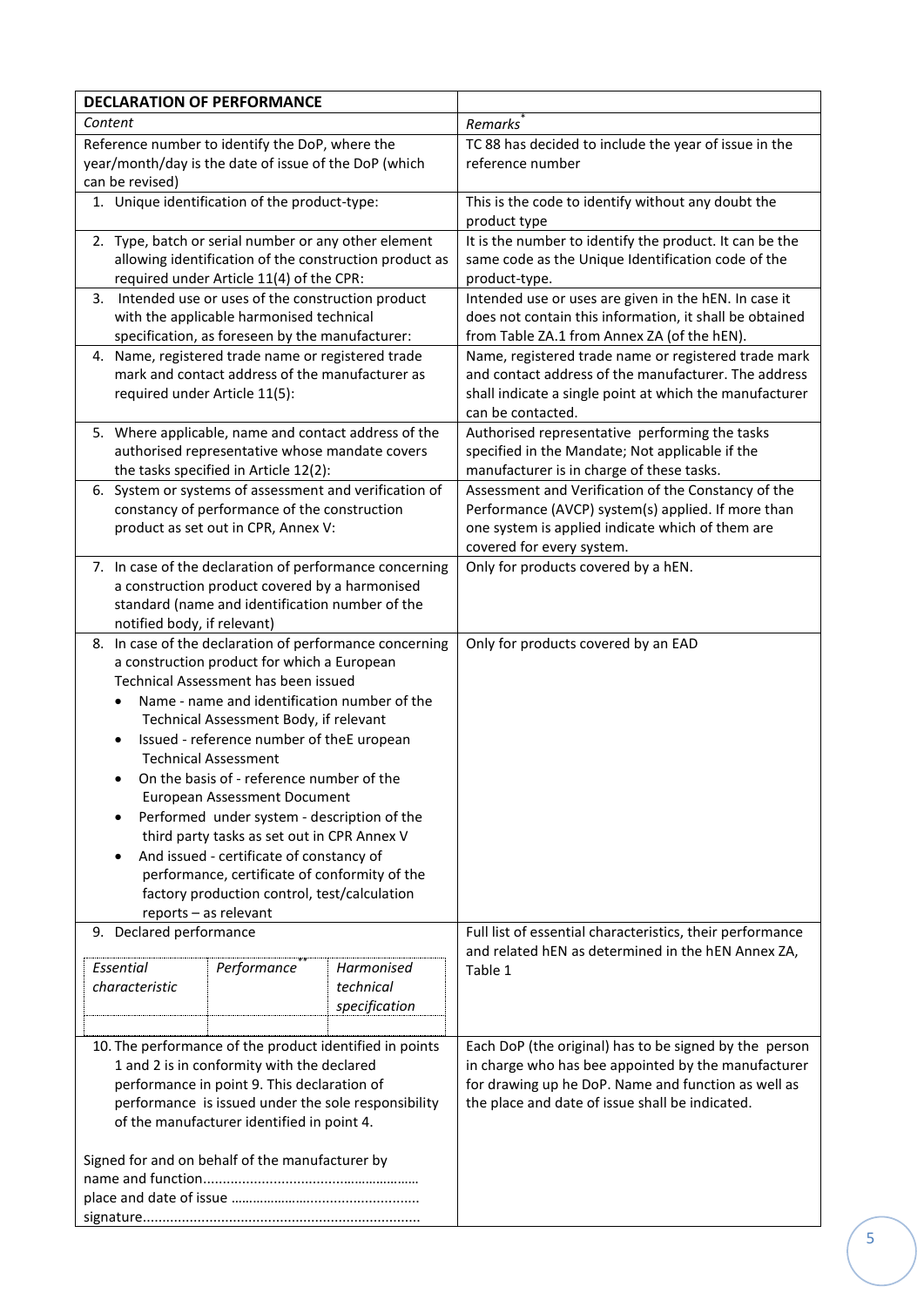| **DECLARATION OF PERFORMANCE** | |
|---|---|
| *Content* | *Remarks*[*] |
| Reference number to identify the DoP, where the year/month/day is the date of issue of the DoP (which can be revised) | TC 88 has decided to include the year of issue in the reference number |
| 1. Unique identification of the product-type: | This is the code to identify without any doubt the product type |
| 2. Type, batch or serial number or any other element allowing identification of the construction product as required under Article 11(4) of the CPR: | It is the number to identify the product. It can be the same code as the Unique Identification code of the product-type. |
| 3. Intended use or uses of the construction product with the applicable harmonised technical specification, as foreseen by the manufacturer: | Intended use or uses are given in the hEN. In case it does not contain this information, it shall be obtained from Table ZA.1 from Annex ZA (of the hEN). |
| 4. Name, registered trade name or registered trade mark and contact address of the manufacturer as required under Article 11(5): | Name, registered trade name or registered trade mark and contact address of the manufacturer. The address shall indicate a single point at which the manufacturer can be contacted. |
| 5. Where applicable, name and contact address of the authorised representative whose mandate covers the tasks specified in Article 12(2): | Authorised representative performing the tasks specified in the Mandate; Not applicable if the manufacturer is in charge of these tasks. |
| 6. System or systems of assessment and verification of constancy of performance of the construction product as set out in CPR, Annex V: | Assessment and Verification of the Constancy of the Performance (AVCP) system(s) applied. If more than one system is applied indicate which of them are covered for every system. |
| 7. In case of the declaration of performance concerning a construction product covered by a harmonised standard (name and identification number of the notified body, if relevant) | Only for products covered by a hEN. |
| 8. In case of the declaration of performance concerning a construction product for which a European Technical Assessment has been issued<br>• Name - name and identification number of the Technical Assessment Body, if relevant<br>• Issued - reference number of theE uropean Technical Assessment<br>• On the basis of - reference number of the European Assessment Document<br>• Performed under system - description of the third party tasks as set out in CPR Annex V<br>• And issued - certificate of constancy of performance, certificate of conformity of the factory production control, test/calculation reports – as relevant | Only for products covered by an EAD |
| 9. Declared performance<br><br>*Essential characteristic* \| *Performance*[**] \| *Harmonised technical specification* | Full list of essential characteristics, their performance and related hEN as determined in the hEN Annex ZA, Table 1 |
| 10. The performance of the product identified in points 1 and 2 is in conformity with the declared performance in point 9. This declaration of performance is issued under the sole responsibility of the manufacturer identified in point 4.<br><br>Signed for and on behalf of the manufacturer by<br>name and function........................................................<br>place and date of issue ……………………..........................<br>signature....................................................................... | Each DoP (the original) has to be signed by the person in charge who has bee appointed by the manufacturer for drawing up he DoP. Name and function as well as the place and date of issue shall be indicated. |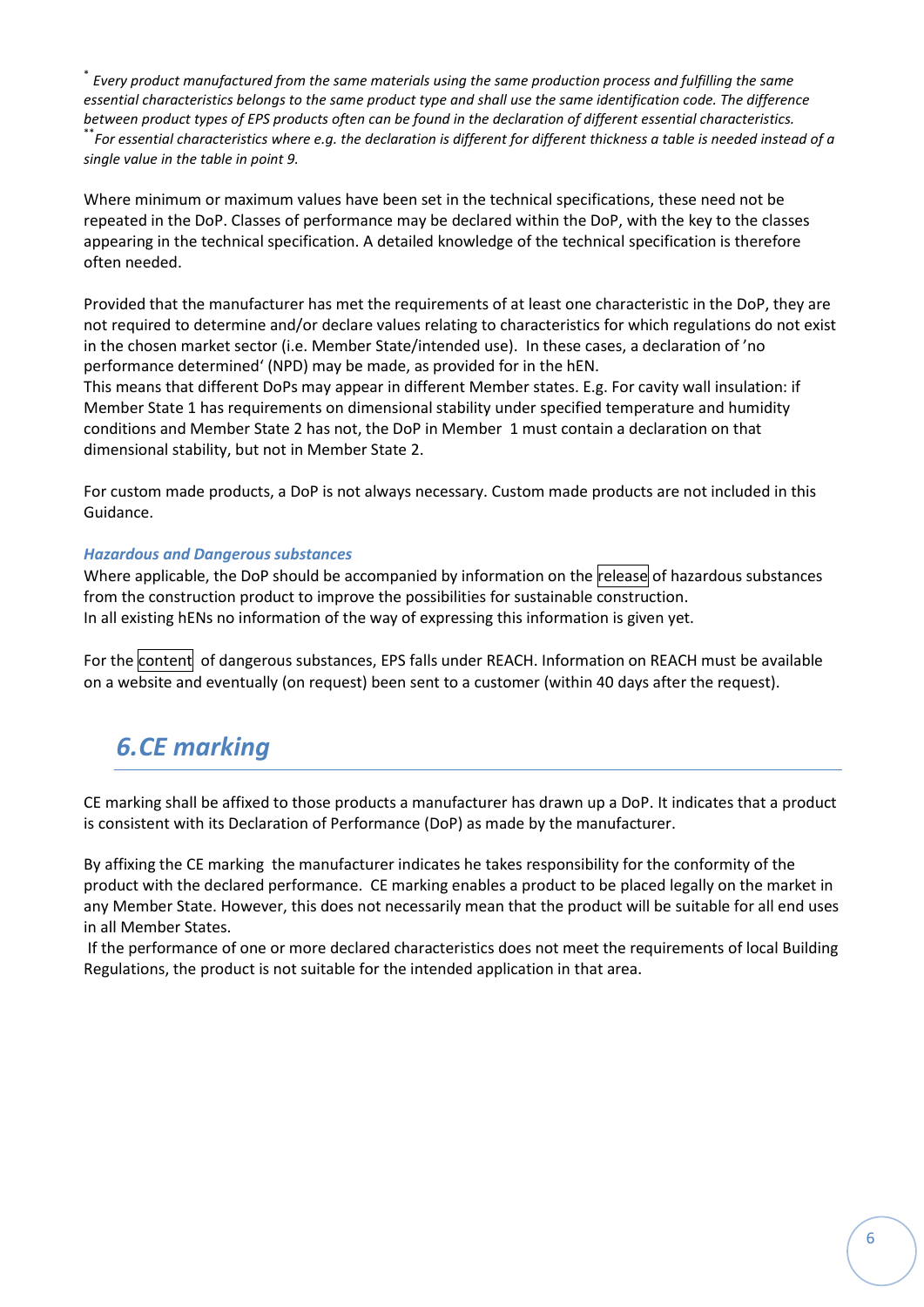[*] *Every product manufactured from the same materials using the same production process and fulfilling the same essential characteristics belongs to the same product type and shall use the same identification code. The difference between product types of EPS products often can be found in the declaration of different essential characteristics.*
[**] *For essential characteristics where e.g. the declaration is different for different thickness a table is needed instead of a single value in the table in point 9.*

Where minimum or maximum values have been set in the technical specifications, these need not be repeated in the DoP. Classes of performance may be declared within the DoP, with the key to the classes appearing in the technical specification. A detailed knowledge of the technical specification is therefore often needed.

Provided that the manufacturer has met the requirements of at least one characteristic in the DoP, they are not required to determine and/or declare values relating to characteristics for which regulations do not exist in the chosen market sector (i.e. Member State/intended use). In these cases, a declaration of 'no performance determined' (NPD) may be made, as provided for in the hEN.
This means that different DoPs may appear in different Member states. E.g. For cavity wall insulation: if Member State 1 has requirements on dimensional stability under specified temperature and humidity conditions and Member State 2 has not, the DoP in Member 1 must contain a declaration on that dimensional stability, but not in Member State 2.

For custom made products, a DoP is not always necessary. Custom made products are not included in this Guidance.

### *Hazardous and Dangerous substances*

Where applicable, the DoP should be accompanied by information on the release of hazardous substances from the construction product to improve the possibilities for sustainable construction.
In all existing hENs no information of the way of expressing this information is given yet.

For the content of dangerous substances, EPS falls under REACH. Information on REACH must be available on a website and eventually (on request) been sent to a customer (within 40 days after the request).

## *6. CE marking*

CE marking shall be affixed to those products a manufacturer has drawn up a DoP. It indicates that a product is consistent with its Declaration of Performance (DoP) as made by the manufacturer.

By affixing the CE marking the manufacturer indicates he takes responsibility for the conformity of the product with the declared performance. CE marking enables a product to be placed legally on the market in any Member State. However, this does not necessarily mean that the product will be suitable for all end uses in all Member States.
If the performance of one or more declared characteristics does not meet the requirements of local Building Regulations, the product is not suitable for the intended application in that area.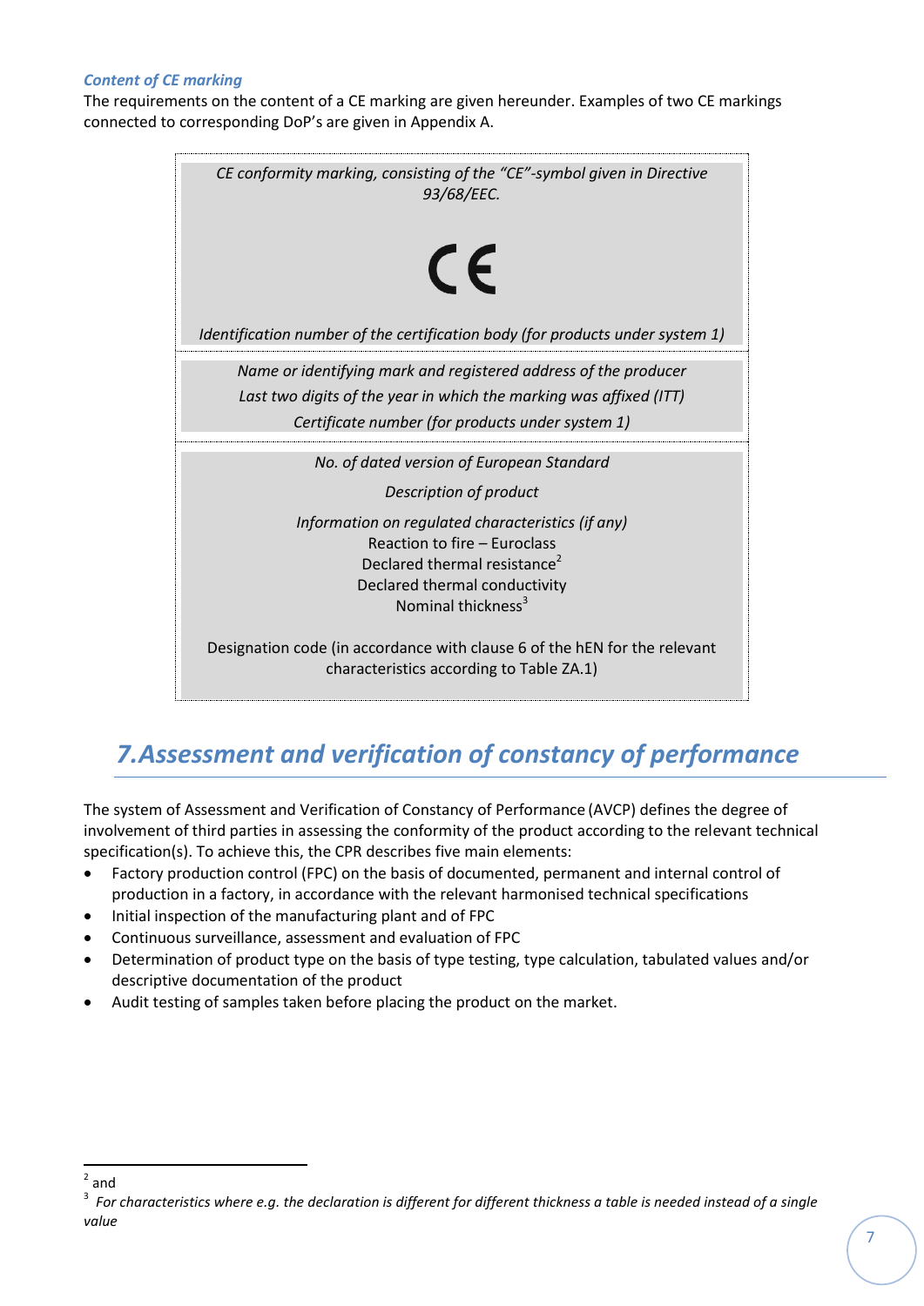***Content of CE marking***

The requirements on the content of a CE marking are given hereunder. Examples of two CE markings connected to corresponding DoP's are given in Appendix A.

| |
|---|
| *CE conformity marking, consisting of the "CE"-symbol given in Directive 93/68/EEC.* <br><br> CE <br><br> *Identification number of the certification body (for products under system 1)* |
| *Name or identifying mark and registered address of the producer* <br> *Last two digits of the year in which the marking was affixed (ITT)* <br> *Certificate number (for products under system 1)* |
| *No. of dated version of European Standard* <br><br> *Description of product* <br><br> *Information on regulated characteristics (if any)* <br> Reaction to fire – Euroclass <br> Declared thermal resistance[2] <br> Declared thermal conductivity <br> Nominal thickness[3] <br><br> Designation code (in accordance with clause 6 of the hEN for the relevant characteristics according to Table ZA.1) |

# 7. Assessment and verification of constancy of performance

The system of Assessment and Verification of Constancy of Performance (AVCP) defines the degree of involvement of third parties in assessing the conformity of the product according to the relevant technical specification(s). To achieve this, the CPR describes five main elements:

- Factory production control (FPC) on the basis of documented, permanent and internal control of production in a factory, in accordance with the relevant harmonised technical specifications
- Initial inspection of the manufacturing plant and of FPC
- Continuous surveillance, assessment and evaluation of FPC
- Determination of product type on the basis of type testing, type calculation, tabulated values and/or descriptive documentation of the product
- Audit testing of samples taken before placing the product on the market.

---

[2] and

[3] *For characteristics where e.g. the declaration is different for different thickness a table is needed instead of a single value*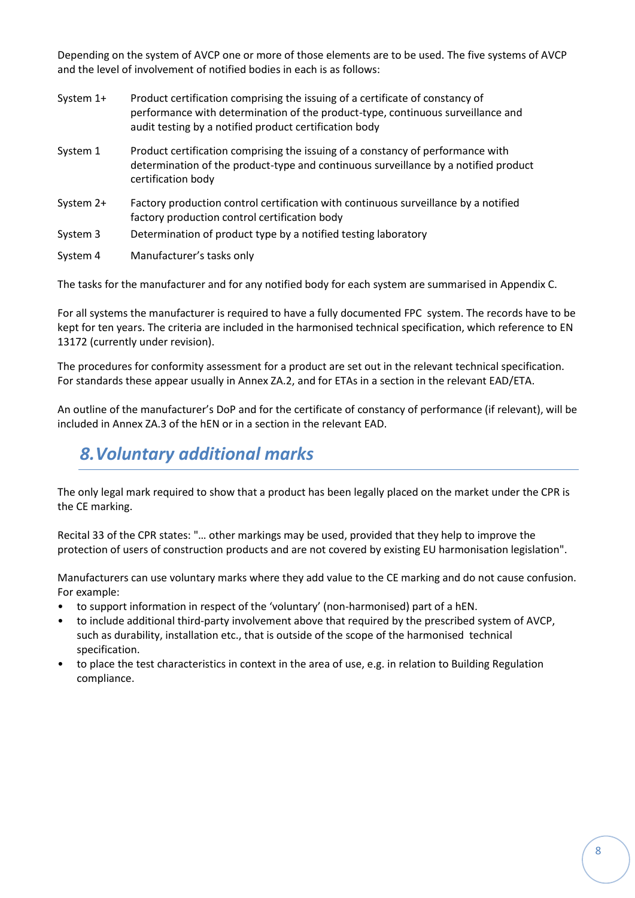Depending on the system of AVCP one or more of those elements are to be used. The five systems of AVCP and the level of involvement of notified bodies in each is as follows:

| | |
|---|---|
| System 1+ | Product certification comprising the issuing of a certificate of constancy of performance with determination of the product-type, continuous surveillance and audit testing by a notified product certification body |
| System 1 | Product certification comprising the issuing of a constancy of performance with determination of the product-type and continuous surveillance by a notified product certification body |
| System 2+ | Factory production control certification with continuous surveillance by a notified factory production control certification body |
| System 3 | Determination of product type by a notified testing laboratory |
| System 4 | Manufacturer's tasks only |

The tasks for the manufacturer and for any notified body for each system are summarised in Appendix C.

For all systems the manufacturer is required to have a fully documented FPC system. The records have to be kept for ten years. The criteria are included in the harmonised technical specification, which reference to EN 13172 (currently under revision).

The procedures for conformity assessment for a product are set out in the relevant technical specification. For standards these appear usually in Annex ZA.2, and for ETAs in a section in the relevant EAD/ETA.

An outline of the manufacturer's DoP and for the certificate of constancy of performance (if relevant), will be included in Annex ZA.3 of the hEN or in a section in the relevant EAD.

## *8. Voluntary additional marks*

The only legal mark required to show that a product has been legally placed on the market under the CPR is the CE marking.

Recital 33 of the CPR states: "… other markings may be used, provided that they help to improve the protection of users of construction products and are not covered by existing EU harmonisation legislation".

Manufacturers can use voluntary marks where they add value to the CE marking and do not cause confusion. For example:

- to support information in respect of the 'voluntary' (non-harmonised) part of a hEN.
- to include additional third-party involvement above that required by the prescribed system of AVCP, such as durability, installation etc., that is outside of the scope of the harmonised technical specification.
- to place the test characteristics in context in the area of use, e.g. in relation to Building Regulation compliance.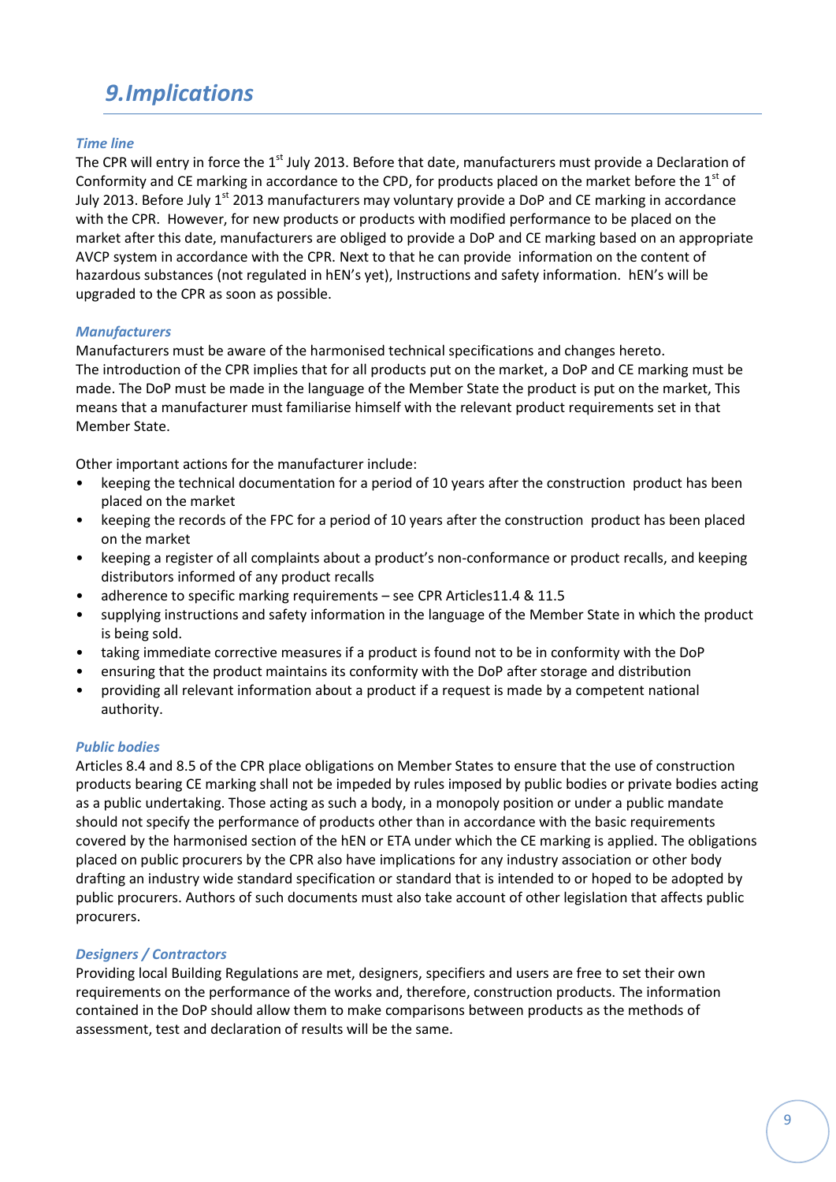# *9.Implications*

### *Time line*

The CPR will entry in force the 1st July 2013. Before that date, manufacturers must provide a Declaration of Conformity and CE marking in accordance to the CPD, for products placed on the market before the 1st of July 2013. Before July 1st 2013 manufacturers may voluntary provide a DoP and CE marking in accordance with the CPR. However, for new products or products with modified performance to be placed on the market after this date, manufacturers are obliged to provide a DoP and CE marking based on an appropriate AVCP system in accordance with the CPR. Next to that he can provide information on the content of hazardous substances (not regulated in hEN's yet), Instructions and safety information. hEN's will be upgraded to the CPR as soon as possible.

### *Manufacturers*

Manufacturers must be aware of the harmonised technical specifications and changes hereto.
The introduction of the CPR implies that for all products put on the market, a DoP and CE marking must be made. The DoP must be made in the language of the Member State the product is put on the market, This means that a manufacturer must familiarise himself with the relevant product requirements set in that Member State.

Other important actions for the manufacturer include:

- keeping the technical documentation for a period of 10 years after the construction product has been placed on the market
- keeping the records of the FPC for a period of 10 years after the construction product has been placed on the market
- keeping a register of all complaints about a product's non-conformance or product recalls, and keeping distributors informed of any product recalls
- adherence to specific marking requirements – see CPR Articles11.4 & 11.5
- supplying instructions and safety information in the language of the Member State in which the product is being sold.
- taking immediate corrective measures if a product is found not to be in conformity with the DoP
- ensuring that the product maintains its conformity with the DoP after storage and distribution
- providing all relevant information about a product if a request is made by a competent national authority.

### *Public bodies*

Articles 8.4 and 8.5 of the CPR place obligations on Member States to ensure that the use of construction products bearing CE marking shall not be impeded by rules imposed by public bodies or private bodies acting as a public undertaking. Those acting as such a body, in a monopoly position or under a public mandate should not specify the performance of products other than in accordance with the basic requirements covered by the harmonised section of the hEN or ETA under which the CE marking is applied. The obligations placed on public procurers by the CPR also have implications for any industry association or other body drafting an industry wide standard specification or standard that is intended to or hoped to be adopted by public procurers. Authors of such documents must also take account of other legislation that affects public procurers.

### *Designers / Contractors*

Providing local Building Regulations are met, designers, specifiers and users are free to set their own requirements on the performance of the works and, therefore, construction products. The information contained in the DoP should allow them to make comparisons between products as the methods of assessment, test and declaration of results will be the same.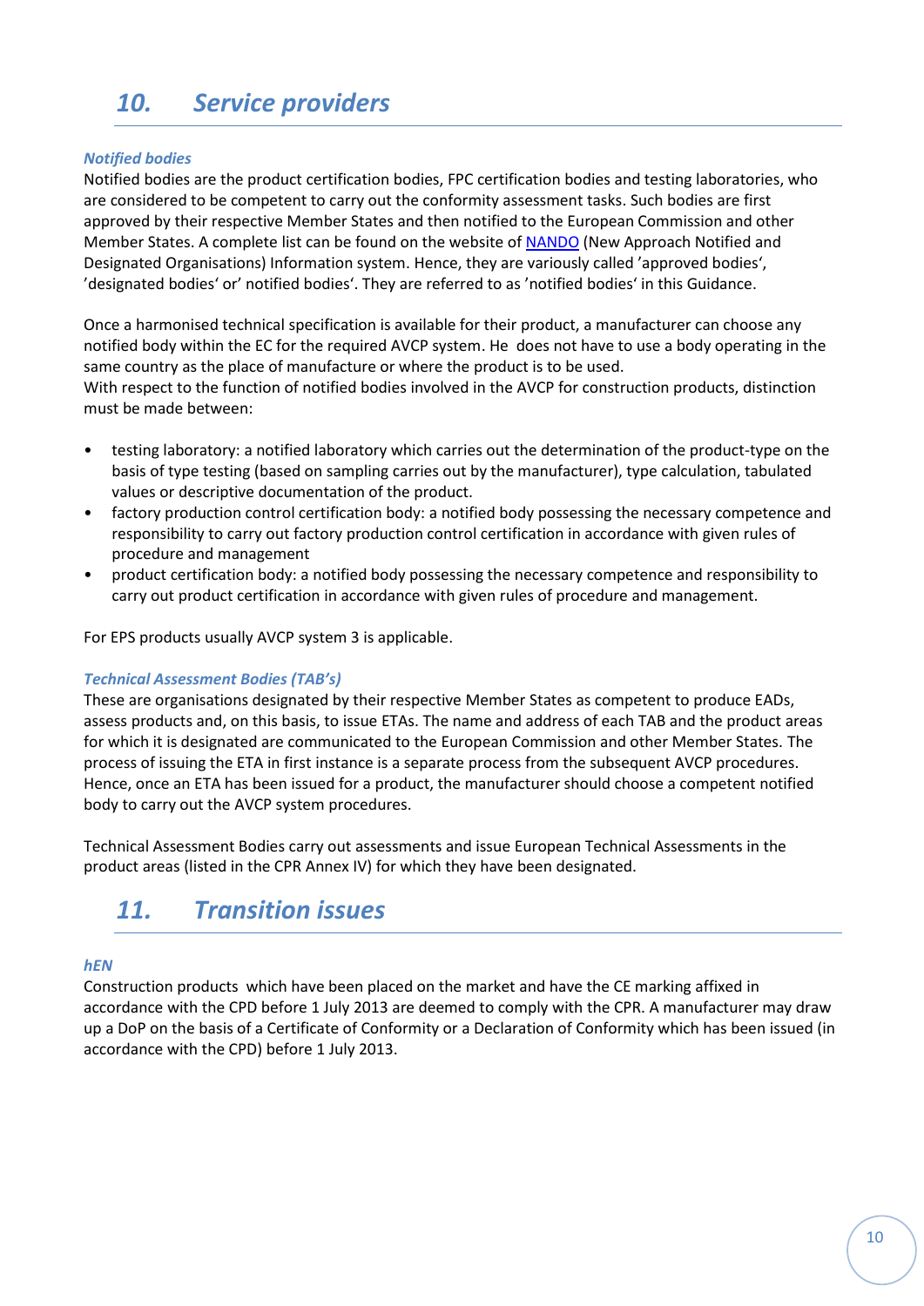## 10. Service providers

***Notified bodies***

Notified bodies are the product certification bodies, FPC certification bodies and testing laboratories, who are considered to be competent to carry out the conformity assessment tasks. Such bodies are first approved by their respective Member States and then notified to the European Commission and other Member States. A complete list can be found on the website of NANDO (New Approach Notified and Designated Organisations) Information system. Hence, they are variously called 'approved bodies', 'designated bodies' or' notified bodies'. They are referred to as 'notified bodies' in this Guidance.

Once a harmonised technical specification is available for their product, a manufacturer can choose any notified body within the EC for the required AVCP system. He does not have to use a body operating in the same country as the place of manufacture or where the product is to be used.
With respect to the function of notified bodies involved in the AVCP for construction products, distinction must be made between:

- testing laboratory: a notified laboratory which carries out the determination of the product-type on the basis of type testing (based on sampling carries out by the manufacturer), type calculation, tabulated values or descriptive documentation of the product.
- factory production control certification body: a notified body possessing the necessary competence and responsibility to carry out factory production control certification in accordance with given rules of procedure and management
- product certification body: a notified body possessing the necessary competence and responsibility to carry out product certification in accordance with given rules of procedure and management.

For EPS products usually AVCP system 3 is applicable.

***Technical Assessment Bodies (TAB's)***

These are organisations designated by their respective Member States as competent to produce EADs, assess products and, on this basis, to issue ETAs. The name and address of each TAB and the product areas for which it is designated are communicated to the European Commission and other Member States. The process of issuing the ETA in first instance is a separate process from the subsequent AVCP procedures. Hence, once an ETA has been issued for a product, the manufacturer should choose a competent notified body to carry out the AVCP system procedures.

Technical Assessment Bodies carry out assessments and issue European Technical Assessments in the product areas (listed in the CPR Annex IV) for which they have been designated.

## 11. Transition issues

***hEN***

Construction products which have been placed on the market and have the CE marking affixed in accordance with the CPD before 1 July 2013 are deemed to comply with the CPR. A manufacturer may draw up a DoP on the basis of a Certificate of Conformity or a Declaration of Conformity which has been issued (in accordance with the CPD) before 1 July 2013.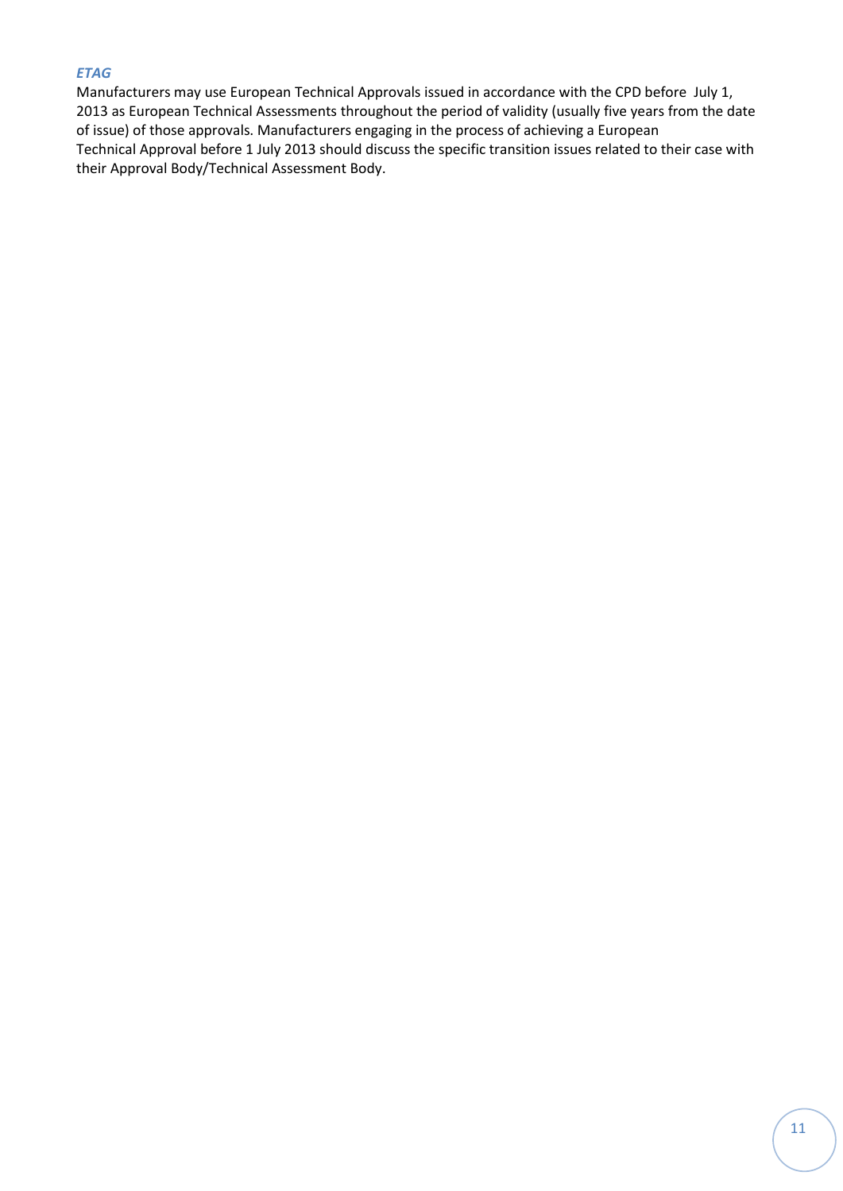### *ETAG*

Manufacturers may use European Technical Approvals issued in accordance with the CPD before July 1, 2013 as European Technical Assessments throughout the period of validity (usually five years from the date of issue) of those approvals. Manufacturers engaging in the process of achieving a European Technical Approval before 1 July 2013 should discuss the specific transition issues related to their case with their Approval Body/Technical Assessment Body.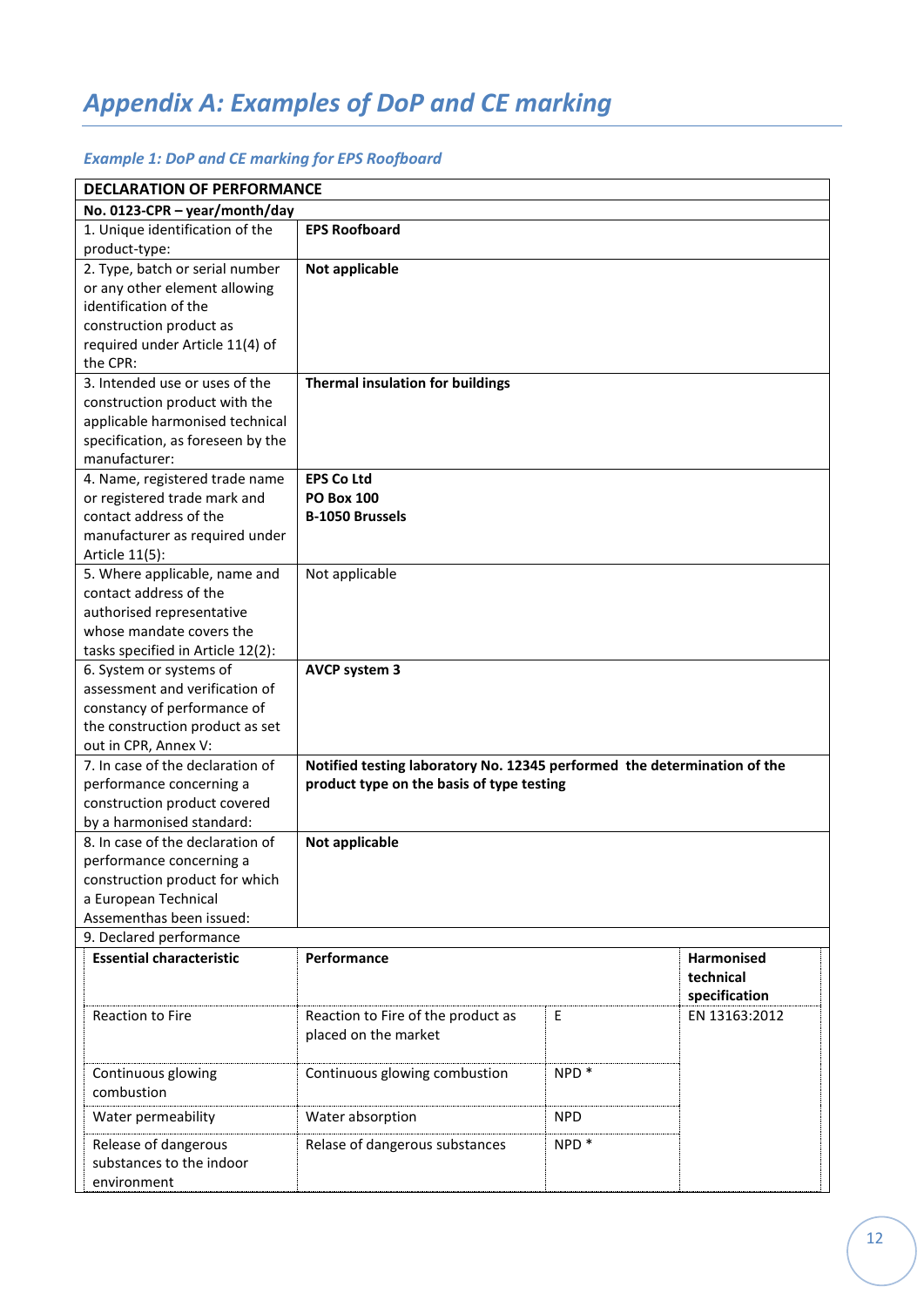# *Appendix A: Examples of DoP and CE marking*

### *Example 1: DoP and CE marking for EPS Roofboard*

| **DECLARATION OF PERFORMANCE** | | | |
|---|---|---|---|
| **No. 0123-CPR – year/month/day** | | | |
| 1. Unique identification of the product-type: | **EPS Roofboard** | | |
| 2. Type, batch or serial number or any other element allowing identification of the construction product as required under Article 11(4) of the CPR: | **Not applicable** | | |
| 3. Intended use or uses of the construction product with the applicable harmonised technical specification, as foreseen by the manufacturer: | **Thermal insulation for buildings** | | |
| 4. Name, registered trade name or registered trade mark and contact address of the manufacturer as required under Article 11(5): | **EPS Co Ltd**<br>**PO Box 100**<br>**B-1050 Brussels** | | |
| 5. Where applicable, name and contact address of the authorised representative whose mandate covers the tasks specified in Article 12(2): | Not applicable | | |
| 6. System or systems of assessment and verification of constancy of performance of the construction product as set out in CPR, Annex V: | **AVCP system 3** | | |
| 7. In case of the declaration of performance concerning a construction product covered by a harmonised standard: | **Notified testing laboratory No. 12345 performed the determination of the product type on the basis of type testing** | | |
| 8. In case of the declaration of performance concerning a construction product for which a European Technical Assessmenthas been issued: | **Not applicable** | | |
| 9. Declared performance | | | |
| **Essential characteristic** | **Performance** | | **Harmonised technical specification** |
| Reaction to Fire | Reaction to Fire of the product as placed on the market | E | EN 13163:2012 |
| Continuous glowing combustion | Continuous glowing combustion | NPD * | |
| Water permeability | Water absorption | NPD | |
| Release of dangerous substances to the indoor environment | Relase of dangerous substances | NPD * | |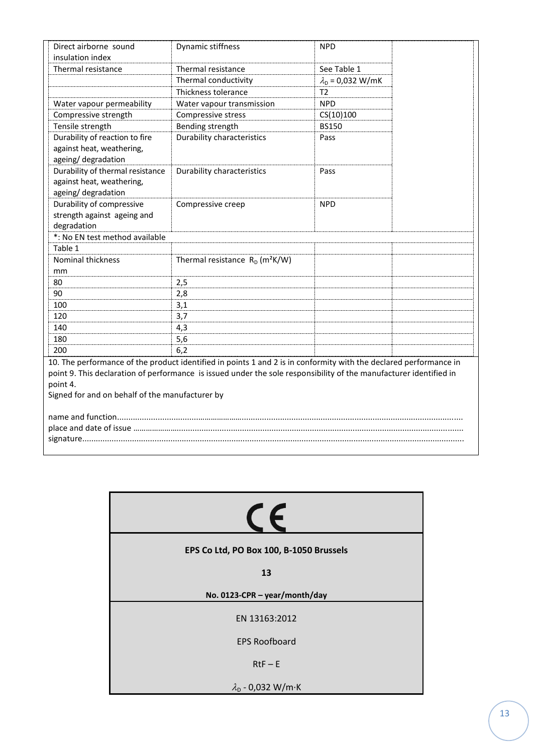| Direct airborne sound insulation index | Dynamic stiffness | NPD | |
|---|---|---|---|
| Thermal resistance | Thermal resistance | See Table 1 | |
| | Thermal conductivity | $\lambda_D$ = 0,032 W/mK | |
| | Thickness tolerance | T2 | |
| Water vapour permeability | Water vapour transmission | NPD | |
| Compressive strength | Compressive stress | CS(10)100 | |
| Tensile strength | Bending strength | BS150 | |
| Durability of reaction to fire against heat, weathering, ageing/ degradation | Durability characteristics | Pass | |
| Durability of thermal resistance against heat, weathering, ageing/ degradation | Durability characteristics | Pass | |
| Durability of compressive strength against ageing and degradation | Compressive creep | NPD | |
| *: No EN test method available | | | |

| Table 1 | | | |
|---|---|---|---|
| Nominal thickness mm | Thermal resistance $R_D$ ($m^2K/W$) | | |
| 80 | 2,5 | | |
| 90 | 2,8 | | |
| 100 | 3,1 | | |
| 120 | 3,7 | | |
| 140 | 4,3 | | |
| 180 | 5,6 | | |
| 200 | 6,2 | | |

10. The performance of the product identified in points 1 and 2 is in conformity with the declared performance in point 9. This declaration of performance is issued under the sole responsibility of the manufacturer identified in point 4.

Signed for and on behalf of the manufacturer by

name and function.........................................................................................................................................

place and date of issue ..................................................................................................................................

signature.........................................................................................................................................................

| CE |
|---|
| **EPS Co Ltd, PO Box 100, B-1050 Brussels** |
| **13** |
| **No. 0123-CPR – year/month/day** |
| EN 13163:2012 |
| EPS Roofboard |
| RtF – E |
| $\lambda_D$ - 0,032 W/m·K |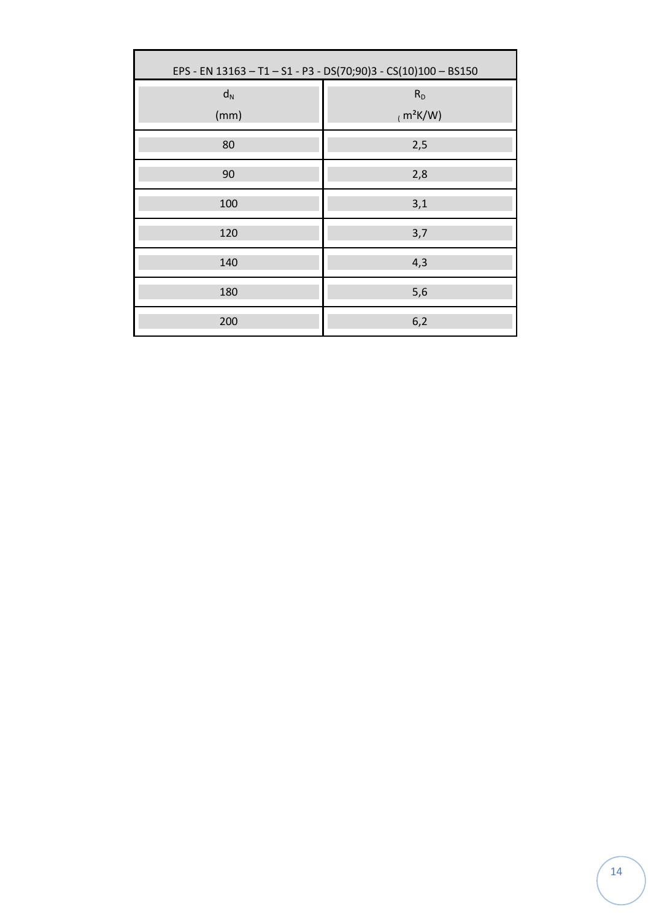| EPS - EN 13163 – T1 – S1 - P3 - DS(70;90)3 - CS(10)100 – BS150 | |
|---|---|
| $d_N$ (mm) | $R_D$ ( $m^2K/W$) |
| 80 | 2,5 |
| 90 | 2,8 |
| 100 | 3,1 |
| 120 | 3,7 |
| 140 | 4,3 |
| 180 | 5,6 |
| 200 | 6,2 |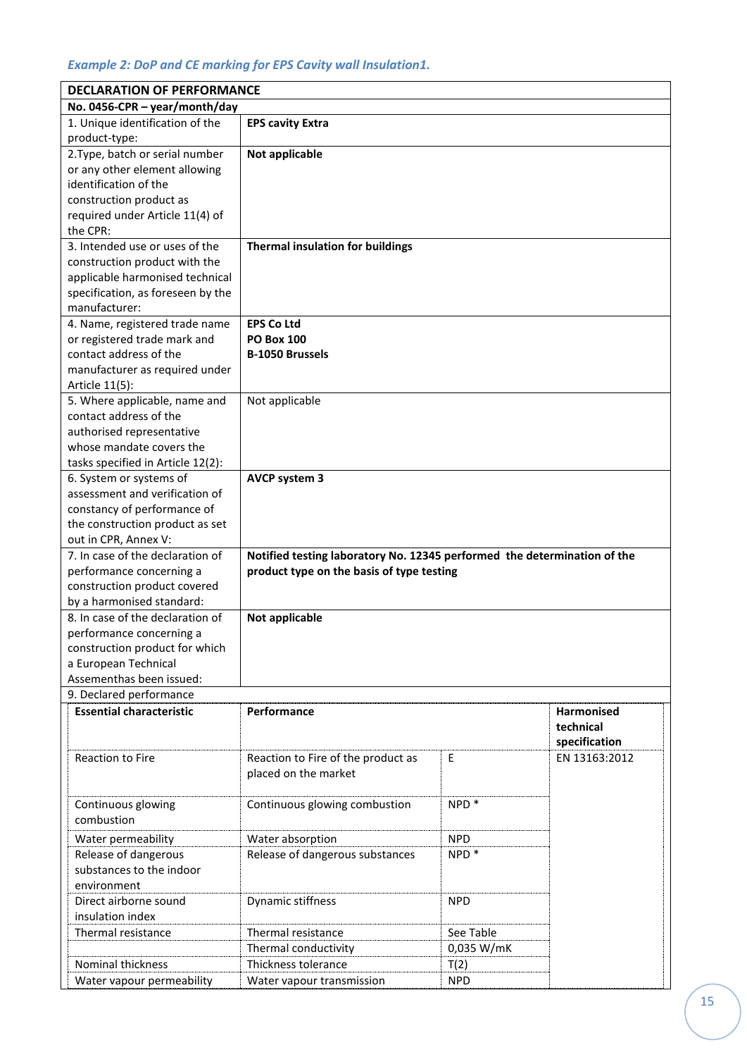*Example 2: DoP and CE marking for EPS Cavity wall Insulation1.*

| DECLARATION OF PERFORMANCE | | | |
|---|---|---|---|
| **No. 0456-CPR – year/month/day** | | | |
| 1. Unique identification of the product-type: | **EPS cavity Extra** | | |
| 2.Type, batch or serial number or any other element allowing identification of the construction product as required under Article 11(4) of the CPR: | **Not applicable** | | |
| 3. Intended use or uses of the construction product with the applicable harmonised technical specification, as foreseen by the manufacturer: | **Thermal insulation for buildings** | | |
| 4. Name, registered trade name or registered trade mark and contact address of the manufacturer as required under Article 11(5): | **EPS Co Ltd**<br>**PO Box 100**<br>**B-1050 Brussels** | | |
| 5. Where applicable, name and contact address of the authorised representative whose mandate covers the tasks specified in Article 12(2): | Not applicable | | |
| 6. System or systems of assessment and verification of constancy of performance of the construction product as set out in CPR, Annex V: | **AVCP system 3** | | |
| 7. In case of the declaration of performance concerning a construction product covered by a harmonised standard: | **Notified testing laboratory No. 12345 performed the determination of the product type on the basis of type testing** | | |
| 8. In case of the declaration of performance concerning a construction product for which a European Technical Assessmenthas been issued: | **Not applicable** | | |
| 9. Declared performance | | | |
| **Essential characteristic** | **Performance** | | **Harmonised technical specification** |
| Reaction to Fire | Reaction to Fire of the product as placed on the market | E | EN 13163:2012 |
| Continuous glowing combustion | Continuous glowing combustion | NPD * | |
| Water permeability | Water absorption | NPD | |
| Release of dangerous substances to the indoor environment | Release of dangerous substances | NPD * | |
| Direct airborne sound insulation index | Dynamic stiffness | NPD | |
| Thermal resistance | Thermal resistance | See Table | |
| | Thermal conductivity | 0,035 W/mK | |
| Nominal thickness | Thickness tolerance | T(2) | |
| Water vapour permeability | Water vapour transmission | NPD | |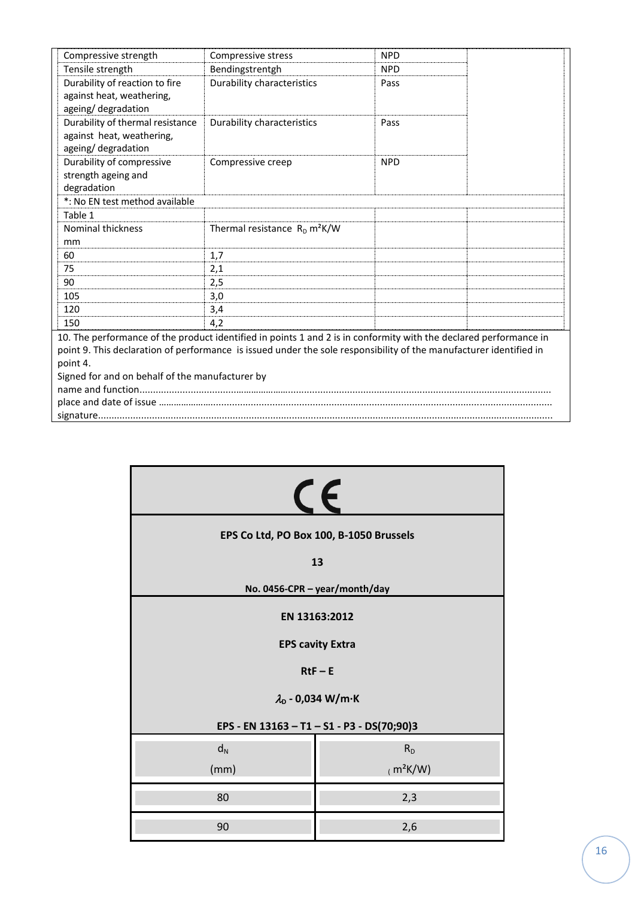| Compressive strength | Compressive stress | NPD | |
|---|---|---|---|
| Tensile strength | Bendingstrentgh | NPD | |
| Durability of reaction to fire against heat, weathering, ageing/ degradation | Durability characteristics | Pass | |
| Durability of thermal resistance against heat, weathering, ageing/ degradation | Durability characteristics | Pass | |
| Durability of compressive strength ageing and degradation | Compressive creep | NPD | |
| *: No EN test method available | | | |
| Table 1 | | | |
| Nominal thickness mm | Thermal resistance $R_D$ $m^2K/W$ | | |
| 60 | 1,7 | | |
| 75 | 2,1 | | |
| 90 | 2,5 | | |
| 105 | 3,0 | | |
| 120 | 3,4 | | |
| 150 | 4,2 | | |

10. The performance of the product identified in points 1 and 2 is in conformity with the declared performance in point 9. This declaration of performance is issued under the sole responsibility of the manufacturer identified in point 4.

Signed for and on behalf of the manufacturer by

name and function...............................................................................................................................................

place and date of issue ........................................................................................................................................

signature..............................................................................................................................................................

| CE | |
|---|---|
| **EPS Co Ltd, PO Box 100, B-1050 Brussels** | |
| **13** | |
| **No. 0456-CPR – year/month/day** | |
| **EN 13163:2012** | |
| **EPS cavity Extra** | |
| **RtF – E** | |
| **$\lambda_D$ - 0,034 W/m·K** | |
| **EPS - EN 13163 – T1 – S1 - P3 - DS(70;90)3** | |
| $d_N$ (mm) | $R_D$ ($m^2K/W$) |
| 80 | 2,3 |
| 90 | 2,6 |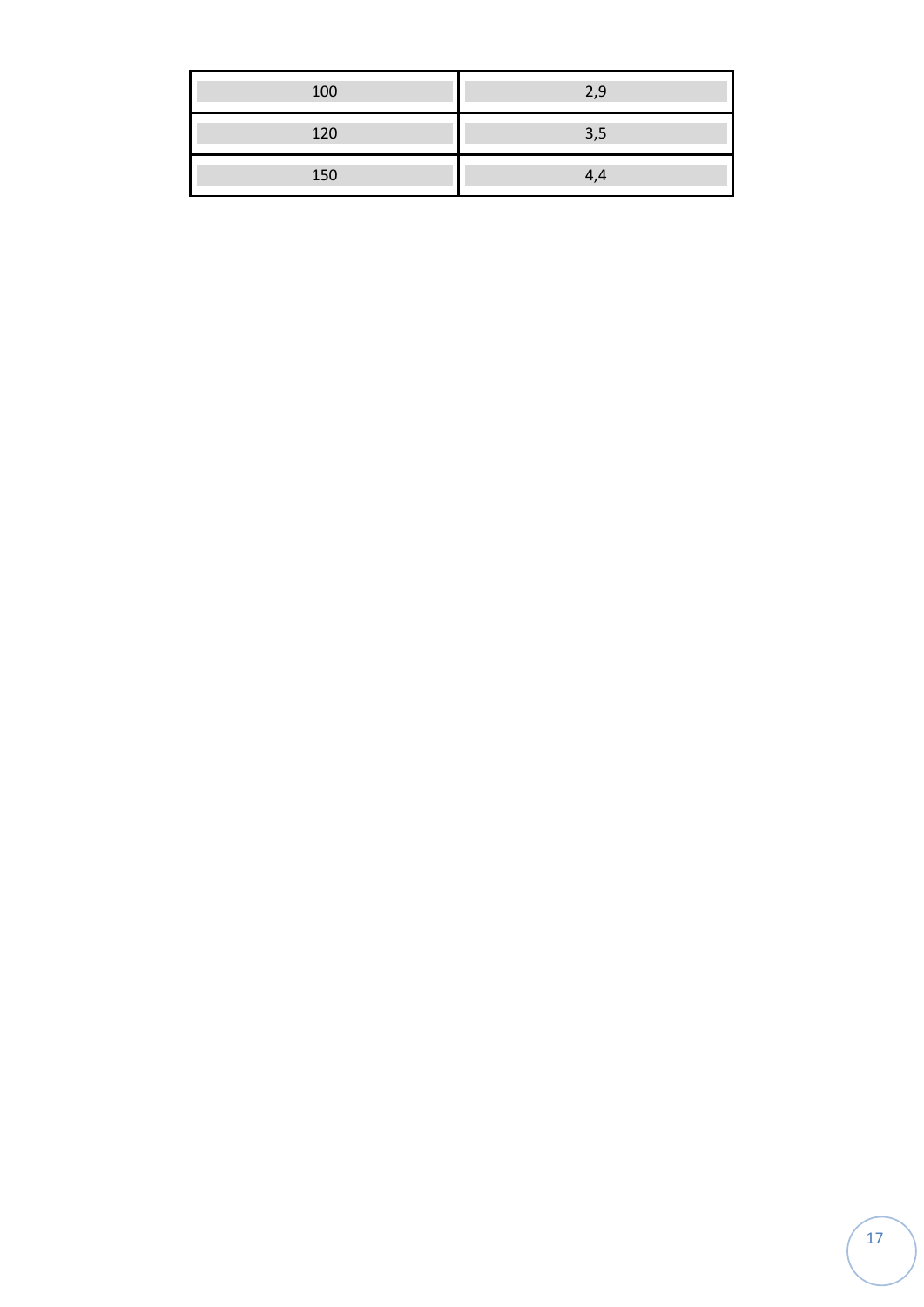| | |
|---|---|
| 100 | 2,9 |
| 120 | 3,5 |
| 150 | 4,4 |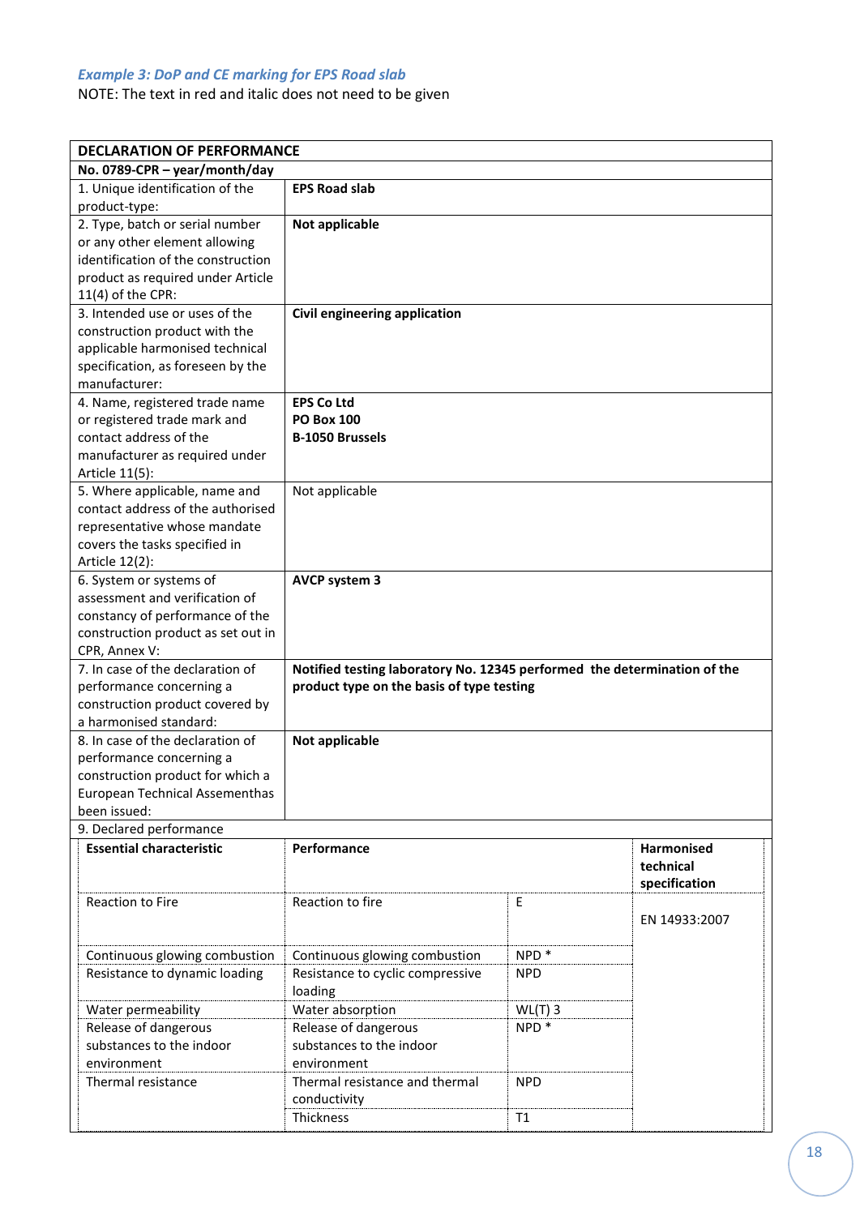***Example 3: DoP and CE marking for EPS Road slab***

NOTE: The text in red and italic does not need to be given

| **DECLARATION OF PERFORMANCE** | | | |
|---|---|---|---|
| **No. 0789-CPR – year/month/day** | | | |
| 1. Unique identification of the product-type: | **EPS Road slab** | | |
| 2. Type, batch or serial number or any other element allowing identification of the construction product as required under Article 11(4) of the CPR: | **Not applicable** | | |
| 3. Intended use or uses of the construction product with the applicable harmonised technical specification, as foreseen by the manufacturer: | **Civil engineering application** | | |
| 4. Name, registered trade name or registered trade mark and contact address of the manufacturer as required under Article 11(5): | **EPS Co Ltd**<br>**PO Box 100**<br>**B-1050 Brussels** | | |
| 5. Where applicable, name and contact address of the authorised representative whose mandate covers the tasks specified in Article 12(2): | Not applicable | | |
| 6. System or systems of assessment and verification of constancy of performance of the construction product as set out in CPR, Annex V: | **AVCP system 3** | | |
| 7. In case of the declaration of performance concerning a construction product covered by a harmonised standard: | **Notified testing laboratory No. 12345 performed the determination of the product type on the basis of type testing** | | |
| 8. In case of the declaration of performance concerning a construction product for which a European Technical Assementhas been issued: | **Not applicable** | | |
| 9. Declared performance | | | |
| **Essential characteristic** | **Performance** | | **Harmonised technical specification** |
| Reaction to Fire | Reaction to fire | E | EN 14933:2007 |
| Continuous glowing combustion | Continuous glowing combustion | NPD * | |
| Resistance to dynamic loading | Resistance to cyclic compressive loading | NPD | |
| Water permeability | Water absorption | WL(T) 3 | |
| Release of dangerous substances to the indoor environment | Release of dangerous substances to the indoor environment | NPD * | |
| Thermal resistance | Thermal resistance and thermal conductivity | NPD | |
| | Thickness | T1 | |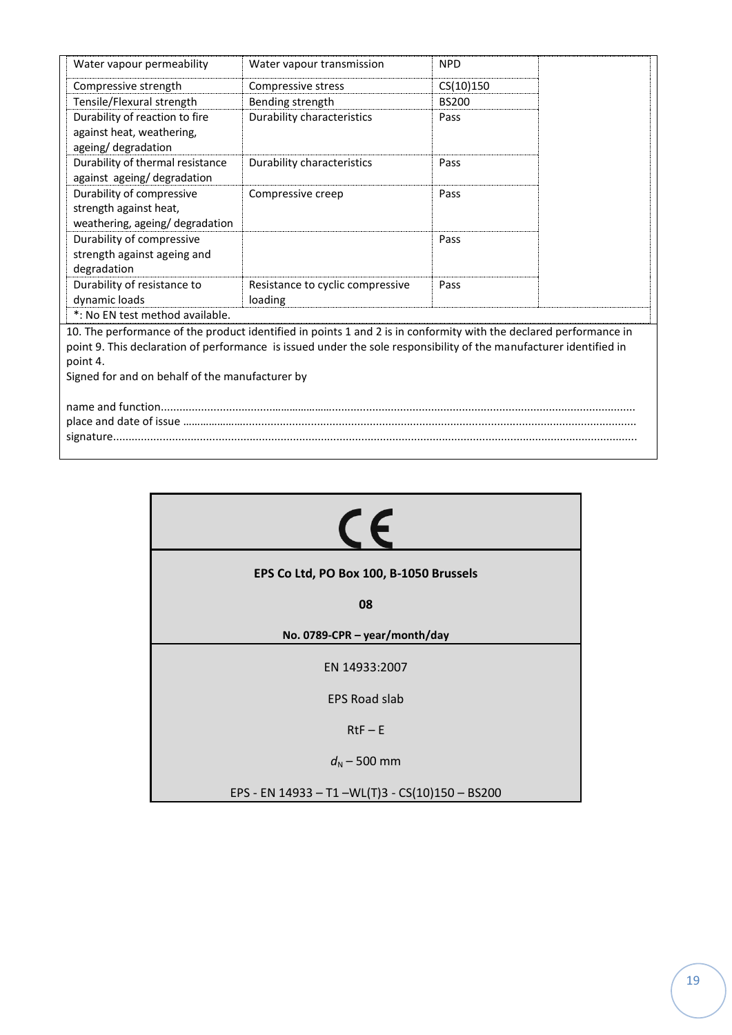| Water vapour permeability | Water vapour transmission | NPD | |
|---|---|---|---|
| Compressive strength | Compressive stress | CS(10)150 | |
| Tensile/Flexural strength | Bending strength | BS200 | |
| Durability of reaction to fire against heat, weathering, ageing/ degradation | Durability characteristics | Pass | |
| Durability of thermal resistance against ageing/ degradation | Durability characteristics | Pass | |
| Durability of compressive strength against heat, weathering, ageing/ degradation | Compressive creep | Pass | |
| Durability of compressive strength against ageing and degradation | | Pass | |
| Durability of resistance to dynamic loads | Resistance to cyclic compressive loading | Pass | |

*: No EN test method available.

10. The performance of the product identified in points 1 and 2 is in conformity with the declared performance in point 9. This declaration of performance is issued under the sole responsibility of the manufacturer identified in point 4.

Signed for and on behalf of the manufacturer by

name and function.......................................................................................................................................................

place and date of issue ...............................................................................................................................................

signature......................................................................................................................................................................

CE

**EPS Co Ltd, PO Box 100, B-1050 Brussels**

**08**

**No. 0789-CPR – year/month/day**

EN 14933:2007

EPS Road slab

RtF – E

$d_N$ – 500 mm

EPS - EN 14933 – T1 –WL(T)3 - CS(10)150 – BS200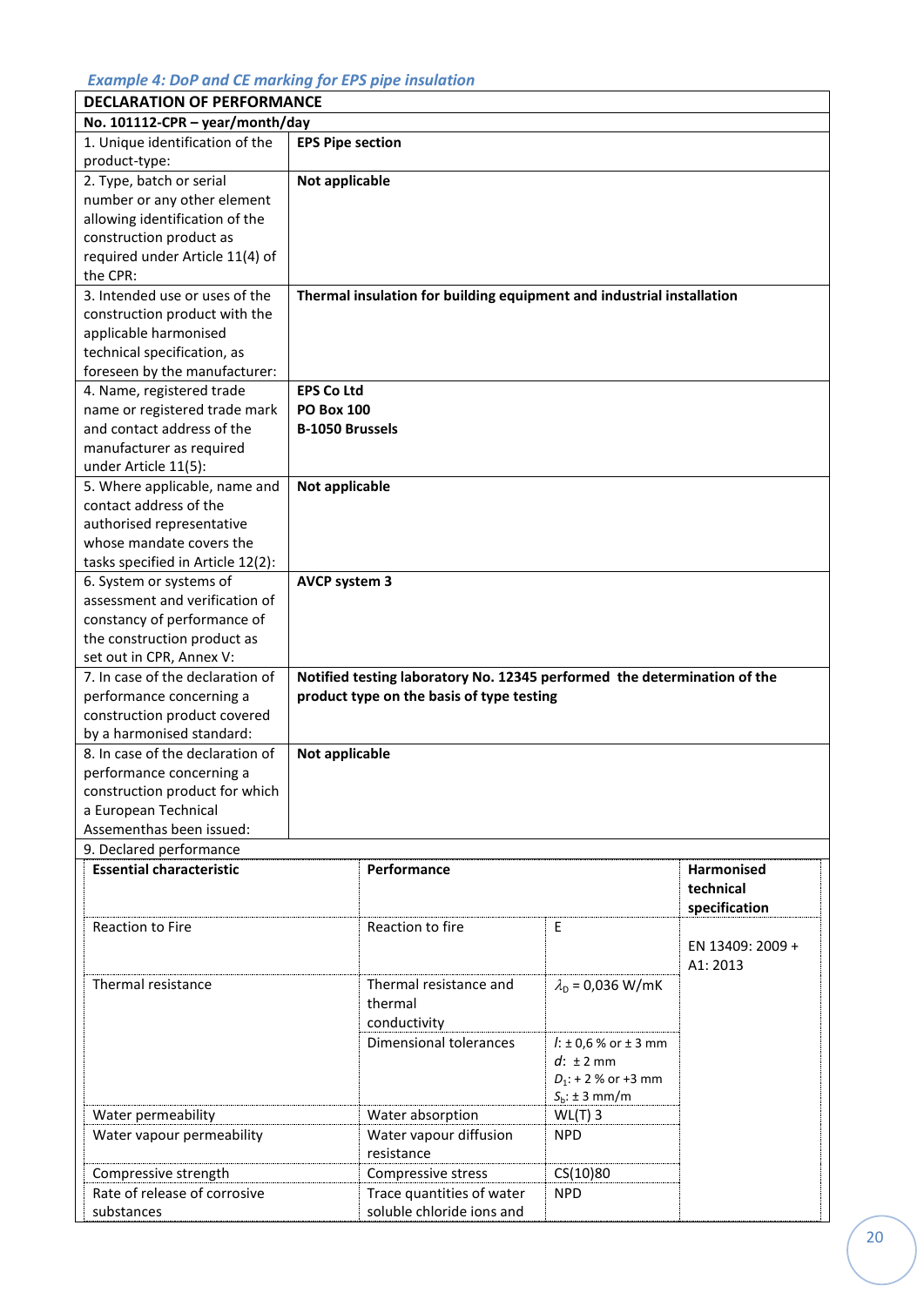*Example 4: DoP and CE marking for EPS pipe insulation*

| DECLARATION OF PERFORMANCE | |
|---|---|
| **No. 101112-CPR – year/month/day** | |
| 1. Unique identification of the product-type: | **EPS Pipe section** |
| 2. Type, batch or serial number or any other element allowing identification of the construction product as required under Article 11(4) of the CPR: | **Not applicable** |
| 3. Intended use or uses of the construction product with the applicable harmonised technical specification, as foreseen by the manufacturer: | **Thermal insulation for building equipment and industrial installation** |
| 4. Name, registered trade name or registered trade mark and contact address of the manufacturer as required under Article 11(5): | **EPS Co Ltd**<br>**PO Box 100**<br>**B-1050 Brussels** |
| 5. Where applicable, name and contact address of the authorised representative whose mandate covers the tasks specified in Article 12(2): | **Not applicable** |
| 6. System or systems of assessment and verification of constancy of performance of the construction product as set out in CPR, Annex V: | **AVCP system 3** |
| 7. In case of the declaration of performance concerning a construction product covered by a harmonised standard: | **Notified testing laboratory No. 12345 performed the determination of the product type on the basis of type testing** |
| 8. In case of the declaration of performance concerning a construction product for which a European Technical Assementhas been issued: | **Not applicable** |
| 9. Declared performance | |

| **Essential characteristic** | **Performance** | | **Harmonised technical specification** |
|---|---|---|---|
| Reaction to Fire | Reaction to fire | E | EN 13409: 2009 + A1: 2013 |
| Thermal resistance | Thermal resistance and thermal conductivity | $\lambda_D$ = 0,036 W/mK | |
| | Dimensional tolerances | $l$: ± 0,6 % or ± 3 mm<br>$d$: ± 2 mm<br>$D_1$: + 2 % or +3 mm<br>$S_b$: ± 3 mm/m | |
| Water permeability | Water absorption | WL(T) 3 | |
| Water vapour permeability | Water vapour diffusion resistance | NPD | |
| Compressive strength | Compressive stress | CS(10)80 | |
| Rate of release of corrosive substances | Trace quantities of water soluble chloride ions and | NPD | |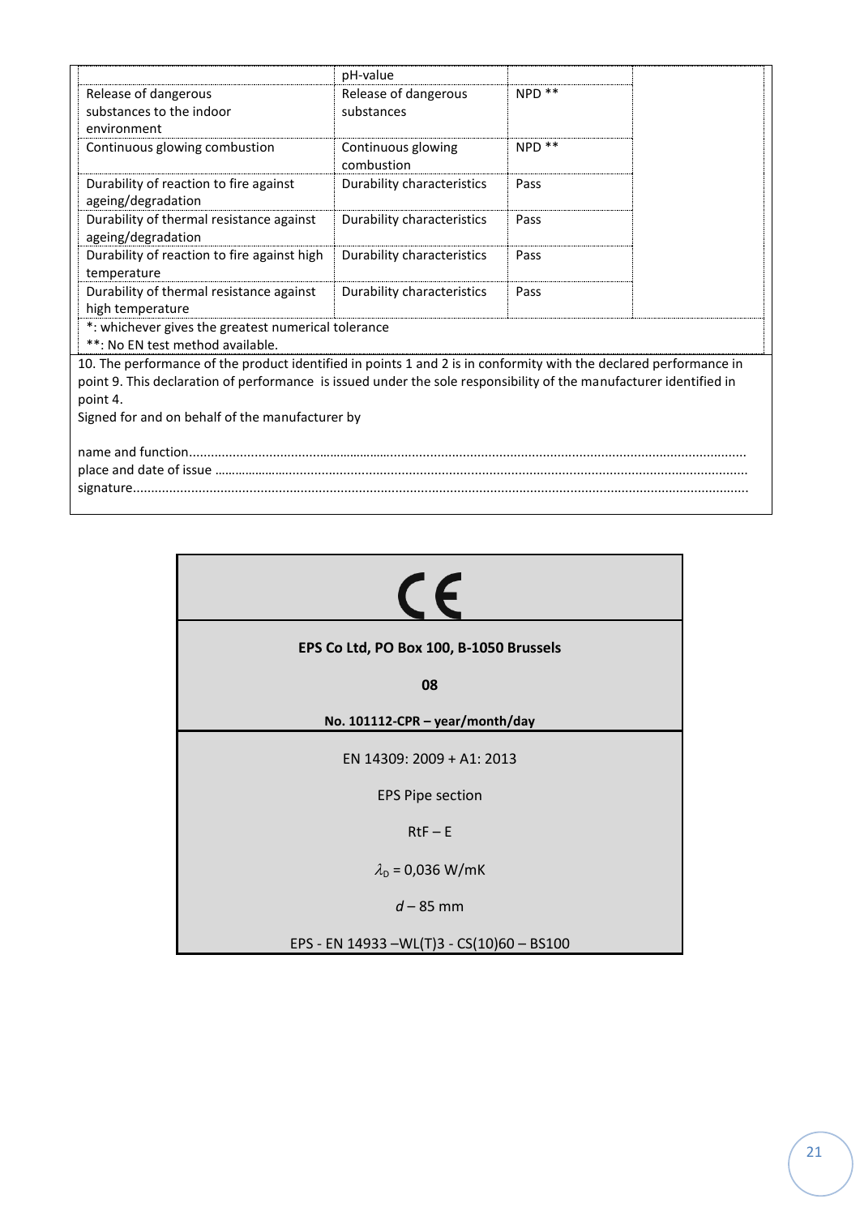| | pH-value | | |
|---|---|---|---|
| Release of dangerous substances to the indoor environment | Release of dangerous substances | NPD ** | |
| Continuous glowing combustion | Continuous glowing combustion | NPD ** | |
| Durability of reaction to fire against ageing/degradation | Durability characteristics | Pass | |
| Durability of thermal resistance against ageing/degradation | Durability characteristics | Pass | |
| Durability of reaction to fire against high temperature | Durability characteristics | Pass | |
| Durability of thermal resistance against high temperature | Durability characteristics | Pass | |

*: whichever gives the greatest numerical tolerance
**: No EN test method available.

10. The performance of the product identified in points 1 and 2 is in conformity with the declared performance in point 9. This declaration of performance is issued under the sole responsibility of the manufacturer identified in point 4.

Signed for and on behalf of the manufacturer by

name and function.......................................................................................................................................................
place and date of issue ...............................................................................................................................................
signature.....................................................................................................................................................................

| CE |
|---|
| **EPS Co Ltd, PO Box 100, B-1050 Brussels** <br> **08** <br> **No. 101112-CPR – year/month/day** |
| EN 14309: 2009 + A1: 2013 <br> EPS Pipe section <br> RtF – E <br> $\lambda_D$ = 0,036 W/mK <br> *d* – 85 mm <br> EPS - EN 14933 –WL(T)3 - CS(10)60 – BS100 |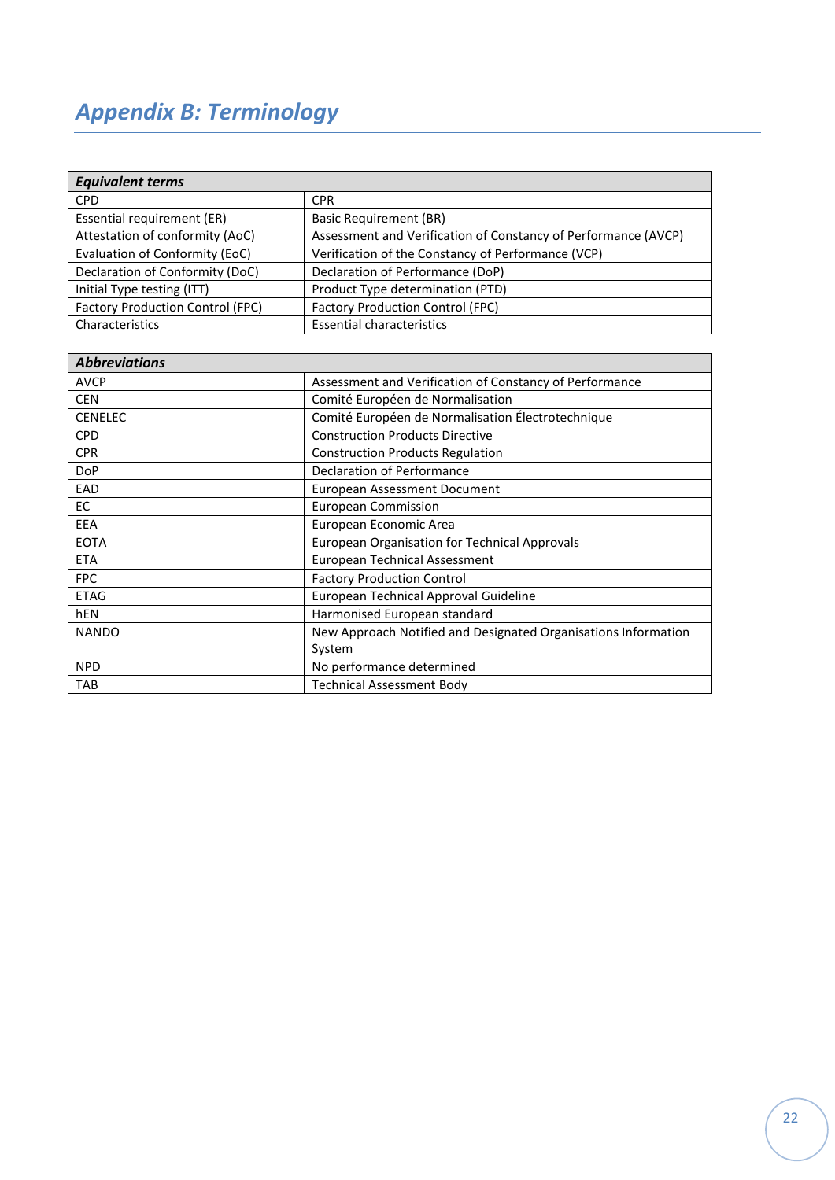# *Appendix B: Terminology*

| ***Equivalent terms*** | |
|---|---|
| CPD | CPR |
| Essential requirement (ER) | Basic Requirement (BR) |
| Attestation of conformity (AoC) | Assessment and Verification of Constancy of Performance (AVCP) |
| Evaluation of Conformity (EoC) | Verification of the Constancy of Performance (VCP) |
| Declaration of Conformity (DoC) | Declaration of Performance (DoP) |
| Initial Type testing (ITT) | Product Type determination (PTD) |
| Factory Production Control (FPC) | Factory Production Control (FPC) |
| Characteristics | Essential characteristics |

| ***Abbreviations*** | |
|---|---|
| AVCP | Assessment and Verification of Constancy of Performance |
| CEN | Comité Européen de Normalisation |
| CENELEC | Comité Européen de Normalisation Électrotechnique |
| CPD | Construction Products Directive |
| CPR | Construction Products Regulation |
| DoP | Declaration of Performance |
| EAD | European Assessment Document |
| EC | European Commission |
| EEA | European Economic Area |
| EOTA | European Organisation for Technical Approvals |
| ETA | European Technical Assessment |
| FPC | Factory Production Control |
| ETAG | European Technical Approval Guideline |
| hEN | Harmonised European standard |
| NANDO | New Approach Notified and Designated Organisations Information System |
| NPD | No performance determined |
| TAB | Technical Assessment Body |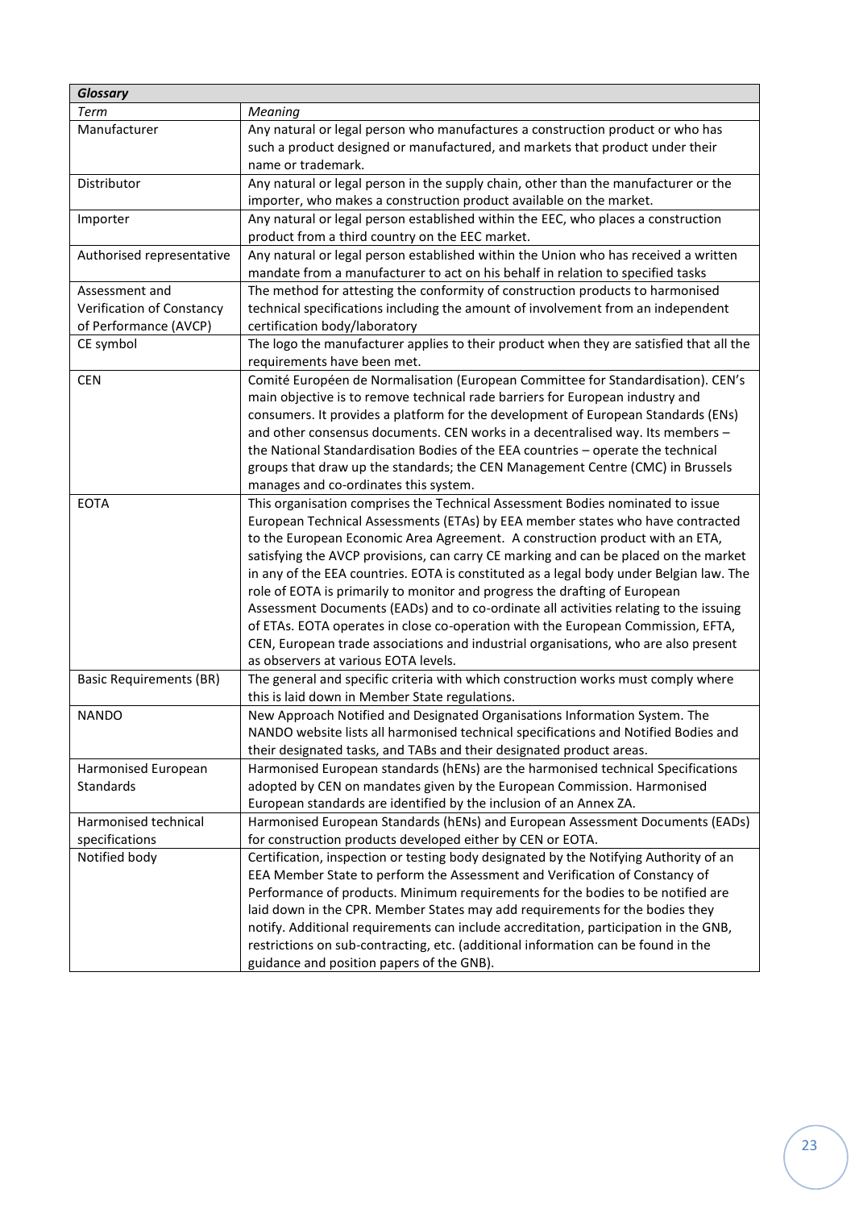| *Glossary* | |
|---|---|
| *Term* | *Meaning* |
| Manufacturer | Any natural or legal person who manufactures a construction product or who has such a product designed or manufactured, and markets that product under their name or trademark. |
| Distributor | Any natural or legal person in the supply chain, other than the manufacturer or the importer, who makes a construction product available on the market. |
| Importer | Any natural or legal person established within the EEC, who places a construction product from a third country on the EEC market. |
| Authorised representative | Any natural or legal person established within the Union who has received a written mandate from a manufacturer to act on his behalf in relation to specified tasks |
| Assessment and Verification of Constancy of Performance (AVCP) | The method for attesting the conformity of construction products to harmonised technical specifications including the amount of involvement from an independent certification body/laboratory |
| CE symbol | The logo the manufacturer applies to their product when they are satisfied that all the requirements have been met. |
| CEN | Comité Européen de Normalisation (European Committee for Standardisation). CEN's main objective is to remove technical rade barriers for European industry and consumers. It provides a platform for the development of European Standards (ENs) and other consensus documents. CEN works in a decentralised way. Its members – the National Standardisation Bodies of the EEA countries – operate the technical groups that draw up the standards; the CEN Management Centre (CMC) in Brussels manages and co-ordinates this system. |
| EOTA | This organisation comprises the Technical Assessment Bodies nominated to issue European Technical Assessments (ETAs) by EEA member states who have contracted to the European Economic Area Agreement. A construction product with an ETA, satisfying the AVCP provisions, can carry CE marking and can be placed on the market in any of the EEA countries. EOTA is constituted as a legal body under Belgian law. The role of EOTA is primarily to monitor and progress the drafting of European Assessment Documents (EADs) and to co-ordinate all activities relating to the issuing of ETAs. EOTA operates in close co-operation with the European Commission, EFTA, CEN, European trade associations and industrial organisations, who are also present as observers at various EOTA levels. |
| Basic Requirements (BR) | The general and specific criteria with which construction works must comply where this is laid down in Member State regulations. |
| NANDO | New Approach Notified and Designated Organisations Information System. The NANDO website lists all harmonised technical specifications and Notified Bodies and their designated tasks, and TABs and their designated product areas. |
| Harmonised European Standards | Harmonised European standards (hENs) are the harmonised technical Specifications adopted by CEN on mandates given by the European Commission. Harmonised European standards are identified by the inclusion of an Annex ZA. |
| Harmonised technical specifications | Harmonised European Standards (hENs) and European Assessment Documents (EADs) for construction products developed either by CEN or EOTA. |
| Notified body | Certification, inspection or testing body designated by the Notifying Authority of an EEA Member State to perform the Assessment and Verification of Constancy of Performance of products. Minimum requirements for the bodies to be notified are laid down in the CPR. Member States may add requirements for the bodies they notify. Additional requirements can include accreditation, participation in the GNB, restrictions on sub-contracting, etc. (additional information can be found in the guidance and position papers of the GNB). |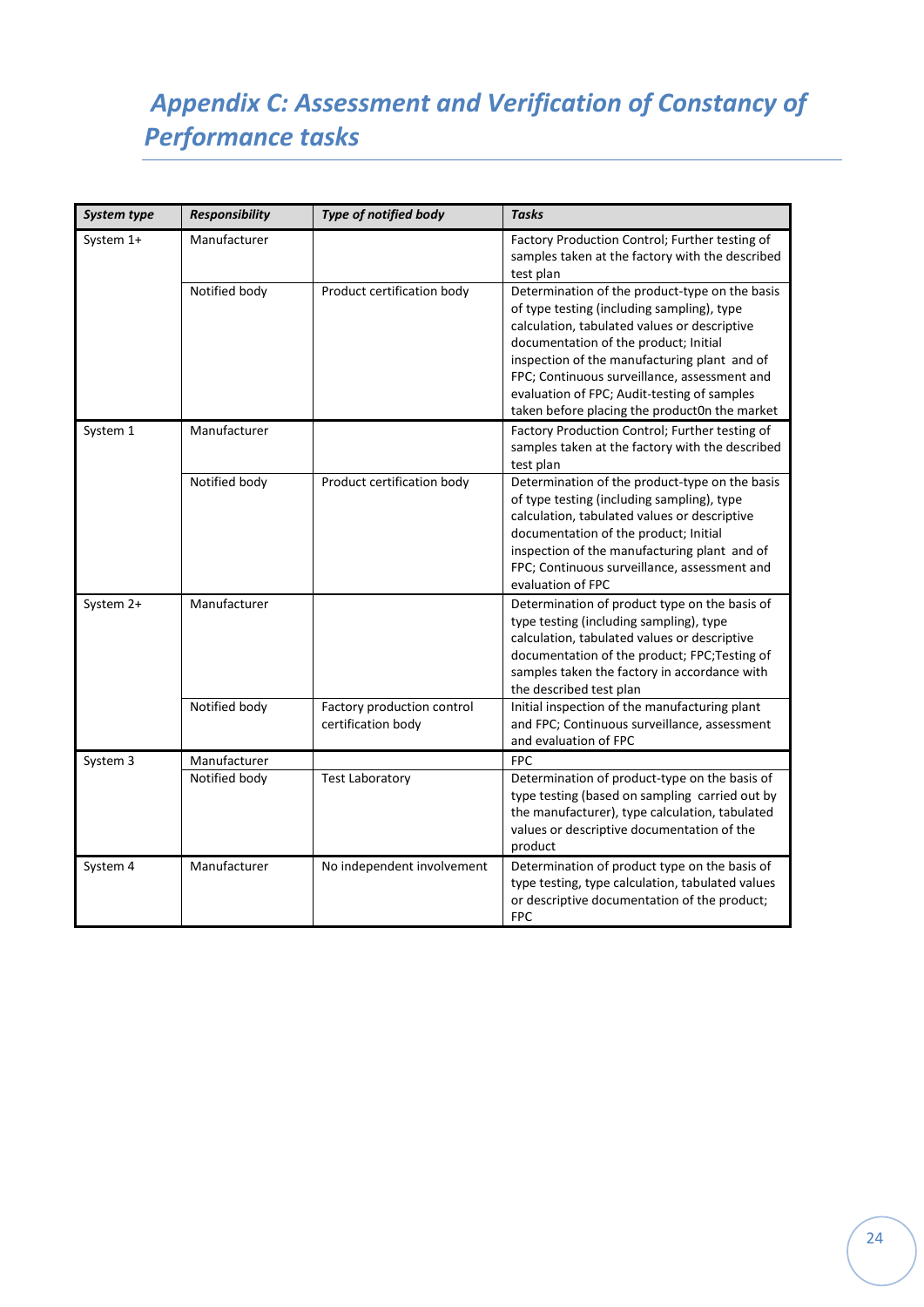# *Appendix C: Assessment and Verification of Constancy of Performance tasks*

| ***System type*** | ***Responsibility*** | ***Type of notified body*** | ***Tasks*** |
|---|---|---|---|
| System 1+ | Manufacturer | | Factory Production Control; Further testing of samples taken at the factory with the described test plan |
| | Notified body | Product certification body | Determination of the product-type on the basis of type testing (including sampling), type calculation, tabulated values or descriptive documentation of the product; Initial inspection of the manufacturing plant and of FPC; Continuous surveillance, assessment and evaluation of FPC; Audit-testing of samples taken before placing the product0n the market |
| System 1 | Manufacturer | | Factory Production Control; Further testing of samples taken at the factory with the described test plan |
| | Notified body | Product certification body | Determination of the product-type on the basis of type testing (including sampling), type calculation, tabulated values or descriptive documentation of the product; Initial inspection of the manufacturing plant and of FPC; Continuous surveillance, assessment and evaluation of FPC |
| System 2+ | Manufacturer | | Determination of product type on the basis of type testing (including sampling), type calculation, tabulated values or descriptive documentation of the product; FPC;Testing of samples taken the factory in accordance with the described test plan |
| | Notified body | Factory production control certification body | Initial inspection of the manufacturing plant and FPC; Continuous surveillance, assessment and evaluation of FPC |
| System 3 | Manufacturer | | FPC |
| | Notified body | Test Laboratory | Determination of product-type on the basis of type testing (based on sampling carried out by the manufacturer), type calculation, tabulated values or descriptive documentation of the product |
| System 4 | Manufacturer | No independent involvement | Determination of product type on the basis of type testing, type calculation, tabulated values or descriptive documentation of the product; FPC |